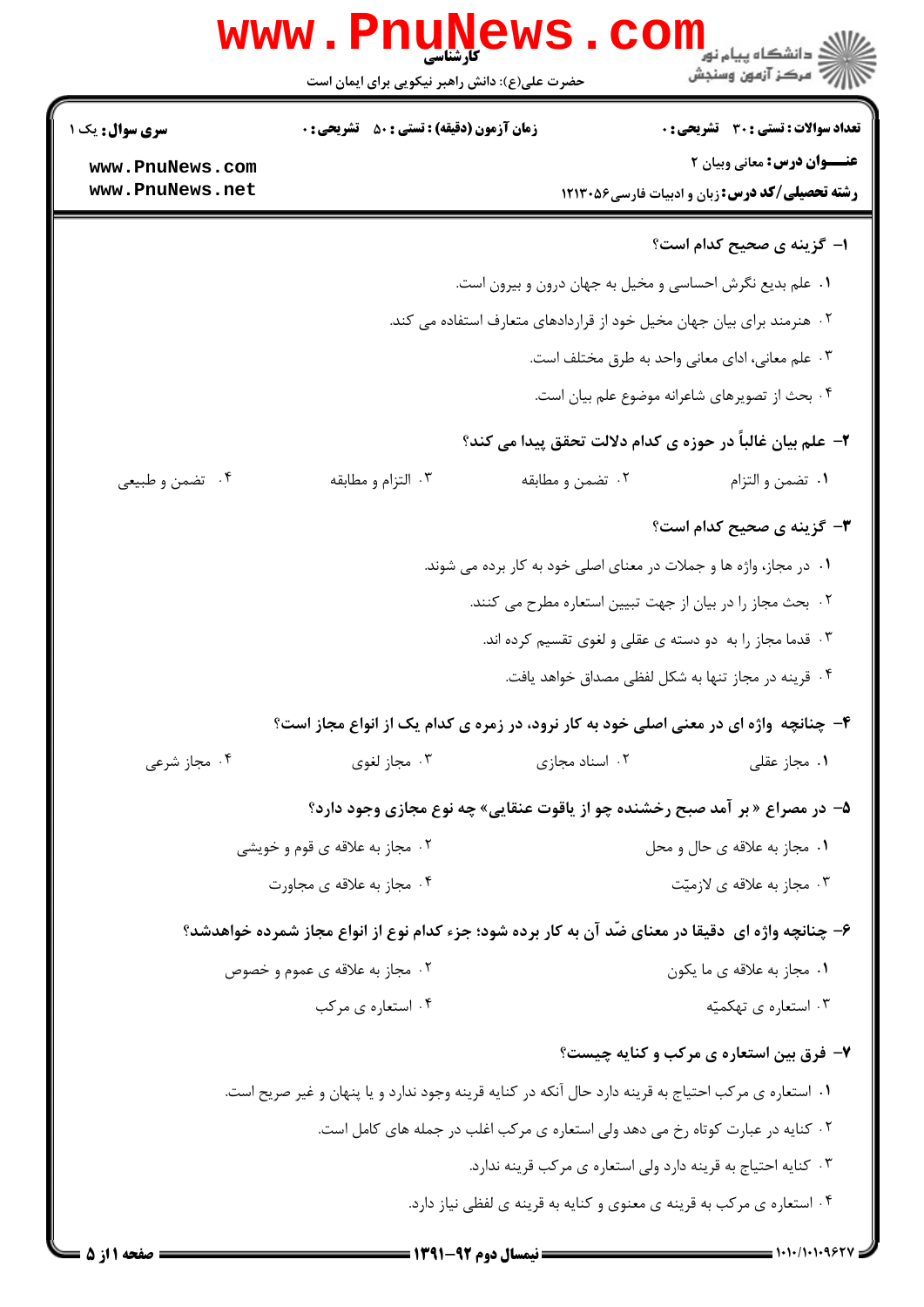**سری سؤال:** یک ۱

**زمان آزمون (دقیقه) : تستی : ۵۰ تشریحی : ۰**

**تعداد سوالات : تستی : ۳۰ تشریحی : ۰**

**عنـــوان درس:** معانی وبیان ۲

**رشته تحصیلی/کد درس:** زبان و ادبیات فارسی۱۲۱۳۰۵۶

**۱- گزینه ی صحیح کدام است؟**

۱. علم بدیع نگرش احساسی و مخیل به جهان درون و بیرون است.

۲. هنرمند برای بیان جهان مخیل خود از قراردادهای متعارف استفاده می کند.

۳. علم معانی، ادای معانی واحد به طرق مختلف است.

۴. بحث از تصویرهای شاعرانه موضوع علم بیان است.

**۲- علم بیان غالباً در حوزه ی کدام دلالت تحقق پیدا می کند؟**

۱. تضمن و التزام

۲. تضمن و مطابقه

۳. التزام و مطابقه

۴. تضمن و طبیعی

**۳- گزینه ی صحیح کدام است؟**

۱. در مجاز، واژه ها و جملات در معنای اصلی خود به کار برده می شوند.

۲. بحث مجاز را در بیان از جهت تبیین استعاره مطرح می کنند.

۳. قدما مجاز را به دو دسته ی عقلی و لغوی تقسیم کرده اند.

۴. قرینه در مجاز تنها به شکل لفظی مصداق خواهد یافت.

**۴- چنانچه واژه ای در معنی اصلی خود به کار نرود، در زمره ی کدام یک از انواع مجاز است؟**

۱. مجاز عقلی

۲. اسناد مجازی

۳. مجاز لغوی

۴. مجاز شرعی

**۵- در مصراع « بر آمد صبح رخشنده چو از یاقوت عنقایی» چه نوع مجازی وجود دارد؟**

۱. مجاز به علاقه ی حال و محل

۲. مجاز به علاقه ی قوم و خویشی

۳. مجاز به علاقه ی لازمیّت

۴. مجاز به علاقه ی مجاورت

**۶- چنانچه واژه ای دقیقا در معنای ضّد آن به کار برده شود؛ جزء کدام نوع از انواع مجاز شمرده خواهدشد؟**

۱. مجاز به علاقه ی ما یکون

۲. مجاز به علاقه ی عموم و خصوص

۳. استعاره ی تهکمیّه

۴. استعاره ی مرکب

**۷- فرق بین استعاره ی مرکب و کنایه چیست؟**

۱. استعاره ی مرکب احتیاج به قرینه دارد حال آنکه در کنایه قرینه وجود ندارد و یا پنهان و غیر صریح است.

۲. کنایه در عبارت کوتاه رخ می دهد ولی استعاره ی مرکب اغلب در جمله های کامل است.

۳. کنایه احتیاج به قرینه دارد ولی استعاره ی مرکب قرینه ندارد.

۴. استعاره ی مرکب به قرینه ی معنوی و کنایه به قرینه ی لفظی نیاز دارد.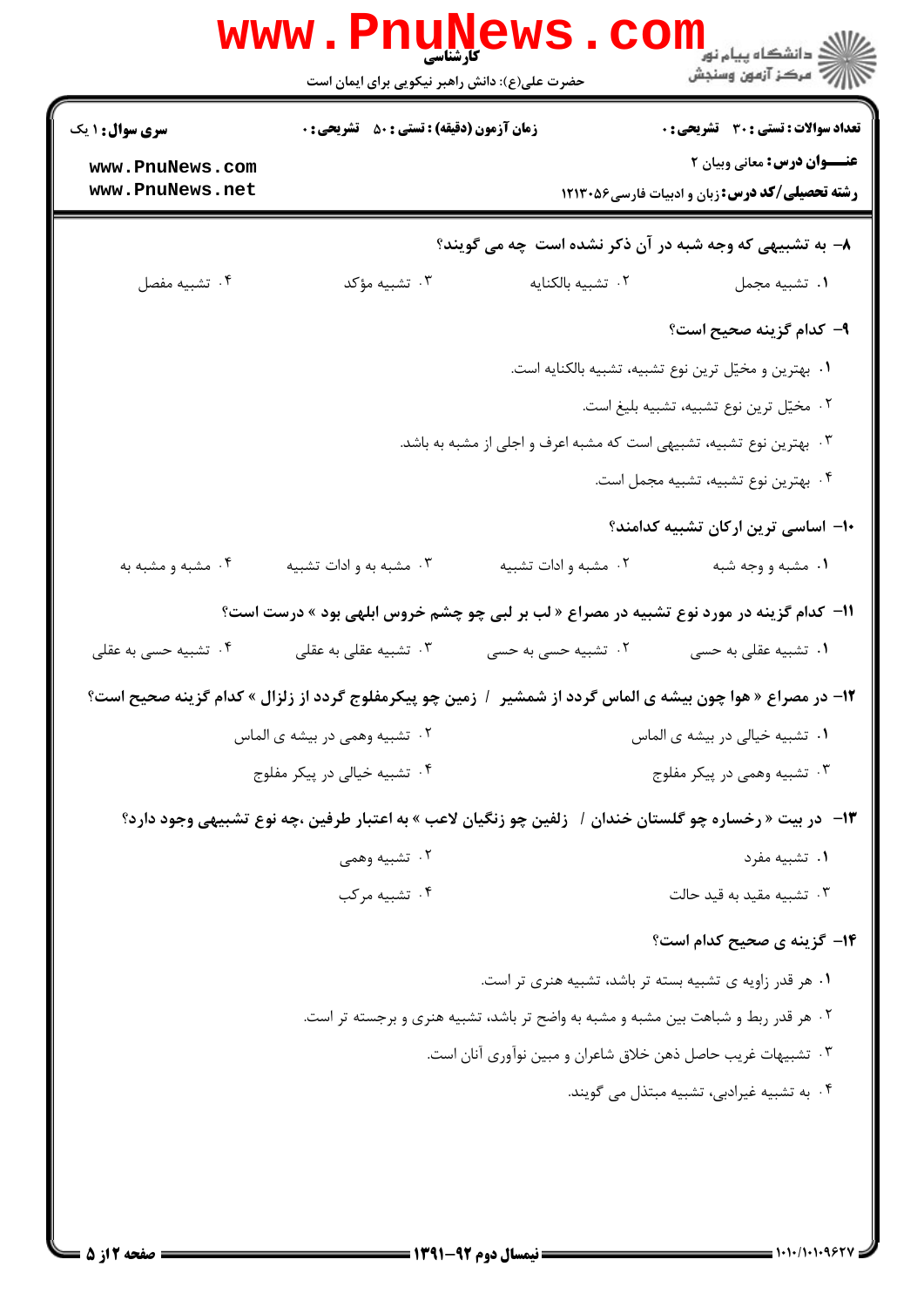**سری سؤال:** ۱ یک | **زمان آزمون (دقیقه) : تستی :** ۵۰ **تشریحی :** ۰ | **تعداد سوالات : تستی :** ۳۰ **تشریحی :** ۰

**عنـــوان درس:** معانی وبیان ۲

**رشته تحصیلی/کد درس:** زبان و ادبیات فارسی ۱۲۱۳۰۵۶

**۸- به تشبیهی که وجه شبه در آن ذکر نشده است چه می گویند؟**

۱. تشبیه مجمل
۲. تشبیه بالکنایه
۳. تشبیه مؤکد
۴. تشبیه مفصل

**۹- کدام گزینه صحیح است؟**

۱. بهترین و مخیّل ترین نوع تشبیه، تشبیه بالکنایه است.
۲. مخیّل ترین نوع تشبیه، تشبیه بلیغ است.
۳. بهترین نوع تشبیه، تشبیهی است که مشبه اعرف و اجلی از مشبه به باشد.
۴. بهترین نوع تشبیه، تشبیه مجمل است.

**۱۰- اساسی ترین ارکان تشبیه کدامند؟**

۱. مشبه و وجه شبه
۲. مشبه و ادات تشبیه
۳. مشبه به و ادات تشبیه
۴. مشبه و مشبه به

**۱۱- کدام گزینه در مورد نوع تشبیه در مصراع « لب بر لبی چو چشم خروس ابلهی بود » درست است؟**

۱. تشبیه عقلی به حسی
۲. تشبیه حسی به حسی
۳. تشبیه عقلی به عقلی
۴. تشبیه حسی به عقلی

**۱۲- در مصراع « هوا چون بیشه ی الماس گردد از شمشیر / زمین چو پیکرمفلوج گردد از زلزال » کدام گزینه صحیح است؟**

۱. تشبیه خیالی در بیشه ی الماس
۲. تشبیه وهمی در بیشه ی الماس
۳. تشبیه وهمی در پیکر مفلوج
۴. تشبیه خیالی در پیکر مفلوج

**۱۳- در بیت « رخساره چو گلستان خندان / زلفین چو زنگیان لاعب » به اعتبار طرفین ،چه نوع تشبیهی وجود دارد؟**

۱. تشبیه مفرد
۲. تشبیه وهمی
۳. تشبیه مقید به قید حالت
۴. تشبیه مرکب

**۱۴- گزینه ی صحیح کدام است؟**

۱. هر قدر زاویه ی تشبیه بسته تر باشد، تشبیه هنری تر است.
۲. هر قدر ربط و شباهت بین مشبه و مشبه به واضح تر باشد، تشبیه هنری و برجسته تر است.
۳. تشبیهات غریب حاصل ذهن خلاق شاعران و مبین نوآوری آنان است.
۴. به تشبیه غیرادبی، تشبیه مبتذل می گویند.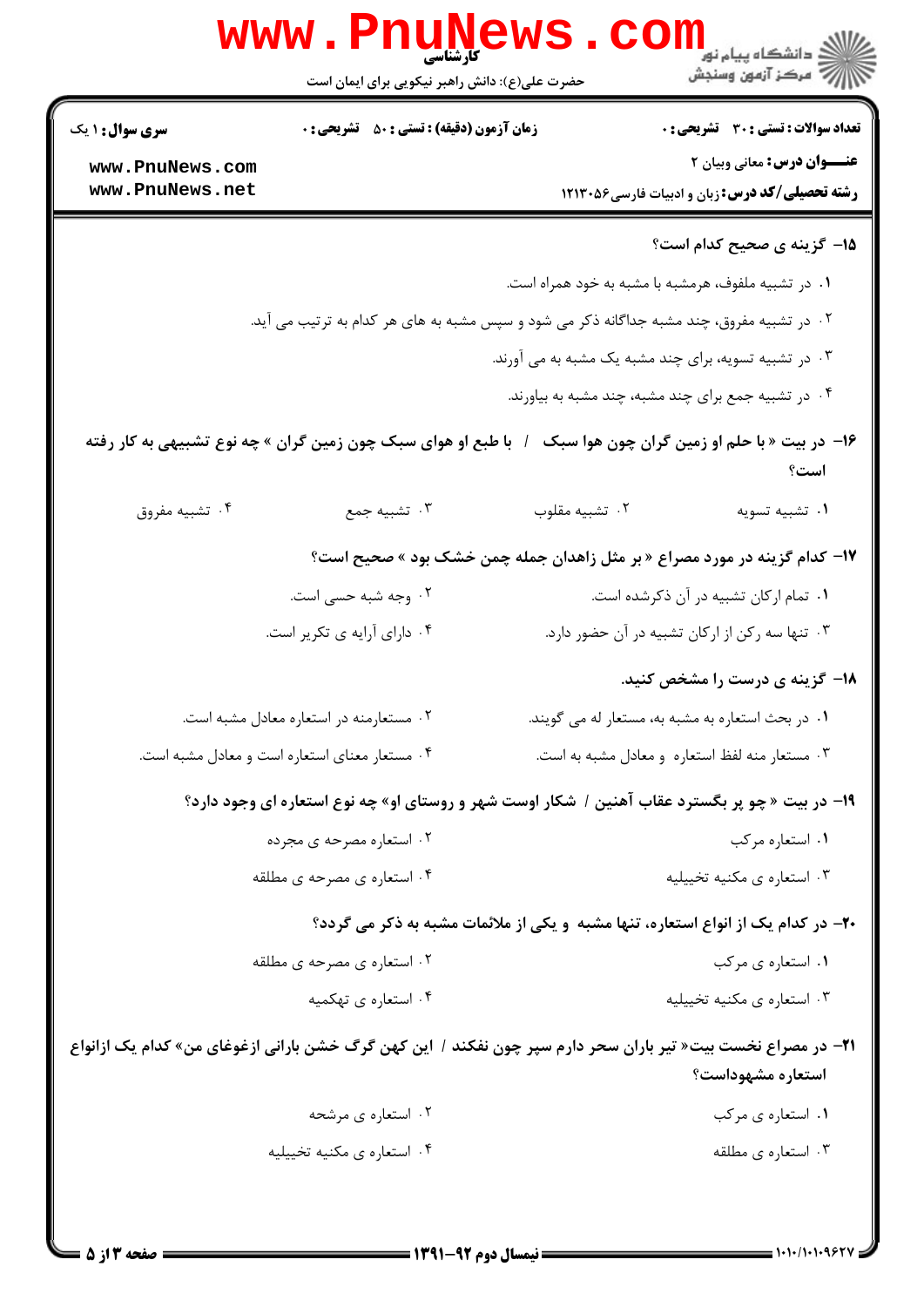**سری سوال:** ۱ یک

**زمان آزمون (دقیقه) : تستی : ۵۰ تشریحی : ۰**

**تعداد سوالات : تستی : ۳۰ تشریحی : ۰**

**عنـــوان درس:** معانی وبیان ۲

**رشته تحصیلی/کد درس:** زبان و ادبیات فارسی۱۲۱۳۰۵۶

۱۵- گزینه ی صحیح کدام است؟

۱. در تشبیه ملفوف، هرمشبه با مشبه به خود همراه است.

۲. در تشبیه مفروق، چند مشبه جداگانه ذکر می شود و سپس مشبه به های هر کدام به ترتیب می آید.

۳. در تشبیه تسویه، برای چند مشبه یک مشبه به می آورند.

۴. در تشبیه جمع برای چند مشبه، چند مشبه به بیاورند.

۱۶- در بیت « با حلم او زمین گران چون هوا سبک / با طبع او هوای سبک چون زمین گران » چه نوع تشبیهی به کار رفته است؟

۱. تشبیه تسویه
۲. تشبیه مقلوب
۳. تشبیه جمع
۴. تشبیه مفروق

۱۷- کدام گزینه در مورد مصراع « بر مثل زاهدان جمله چمن خشک بود » صحیح است؟

۱. تمام ارکان تشبیه در آن ذکرشده است.
۲. وجه شبه حسی است.
۳. تنها سه رکن از ارکان تشبیه در آن حضور دارد.
۴. دارای آرایه ی تکریر است.

۱۸- گزینه ی درست را مشخص کنید.

۱. در بحث استعاره به مشبه به، مستعار له می گویند.
۲. مستعارمنه در استعاره معادل مشبه است.
۳. مستعار منه لفظ استعاره و معادل مشبه به است.
۴. مستعار معنای استعاره است و معادل مشبه است.

۱۹- در بیت « چو پر بگسترد عقاب آهنین / شکار اوست شهر و روستای او» چه نوع استعاره ای وجود دارد؟

۱. استعاره مرکب
۲. استعاره مصرحه ی مجرده
۳. استعاره ی مکنیه تخییلیه
۴. استعاره ی مصرحه ی مطلقه

۲۰- در کدام یک از انواع استعاره، تنها مشبه و یکی از ملائمات مشبه به ذکر می گردد؟

۱. استعاره ی مرکب
۲. استعاره ی مصرحه ی مطلقه
۳. استعاره ی مکنیه تخییلیه
۴. استعاره ی تهکمیه

۲۱- در مصراع نخست بیت« تیر باران سحر دارم سپر چون نفکند / این کهن گرگ خشن بارانی ازغوغای من» کدام یک ازانواع استعاره مشهوداست؟

۱. استعاره ی مرکب
۲. استعاره ی مرشحه
۳. استعاره ی مطلقه
۴. استعاره ی مکنیه تخییلیه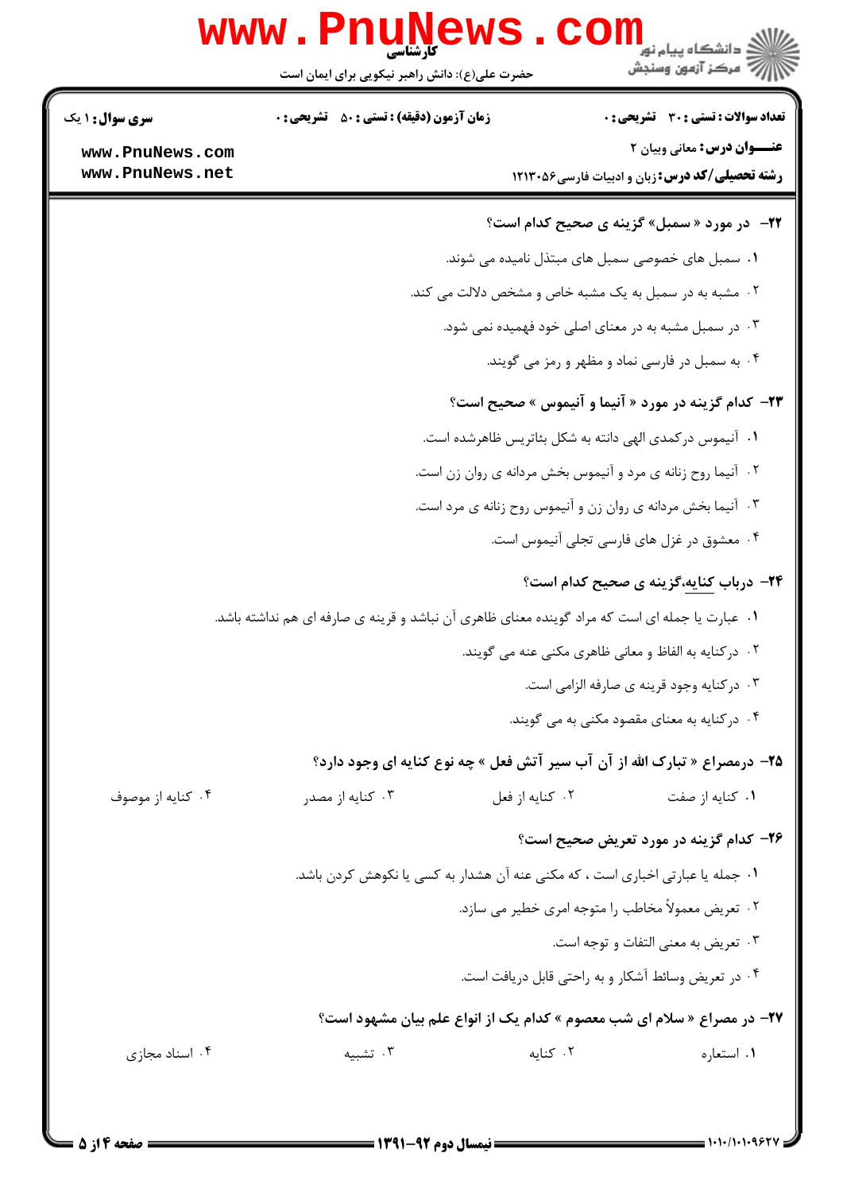**۲۲- در مورد « سمبل» گزینه ی صحیح کدام است؟**

۱. سمبل های خصوصی سمبل های مبتذل نامیده می شوند.

۲. مشبه به در سمبل به یک مشبه خاص و مشخص دلالت می کند.

۳. در سمبل مشبه به در معنای اصلی خود فهمیده نمی شود.

۴. به سمبل در فارسی نماد و مظهر و رمز می گویند.

**۲۳- کدام گزینه در مورد « آنیما و آنیموس » صحیح است؟**

۱. آنیموس درکمدی الهی دانته به شکل بئاتریس ظاهرشده است.

۲. آنیما روح زنانه ی مرد و آنیموس بخش مردانه ی روان زن است.

۳. آنیما بخش مردانه ی روان زن و آنیموس روح زنانه ی مرد است.

۴. معشوق در غزل های فارسی تجلی آنیموس است.

**۲۴- درباب کنایه،گزینه ی صحیح کدام است؟**

۱. عبارت یا جمله ای است که مراد گوینده معنای ظاهری آن نباشد و قرینه ی صارفه ای هم نداشته باشد.

۲. درکنایه به الفاظ و معانی ظاهری مکنی عنه می گویند.

۳. درکنایه وجود قرینه ی صارفه الزامی است.

۴. درکنایه به معنای مقصود مکنی به می گویند.

**۲۵- درمصراع « تبارک الله از آن آب سیر آتش فعل » چه نوع کنایه ای وجود دارد؟**

۱. کنایه از صفت
۲. کنایه از فعل
۳. کنایه از مصدر
۴. کنایه از موصوف

**۲۶- کدام گزینه در مورد تعریض صحیح است؟**

۱. جمله یا عبارتی اخباری است ، که مکنی عنه آن هشدار به کسی یا نکوهش کردن باشد.

۲. تعریض معمولاً مخاطب را متوجه امری خطیر می سازد.

۳. تعریض به معنی التفات و توجه است.

۴. در تعریض وسائط آشکار و به راحتی قابل دریافت است.

**۲۷- در مصراع « سلام ای شب معصوم » کدام یک از انواع علم بیان مشهود است؟**

۱. استعاره
۲. کنایه
۳. تشبیه
۴. اسناد مجازی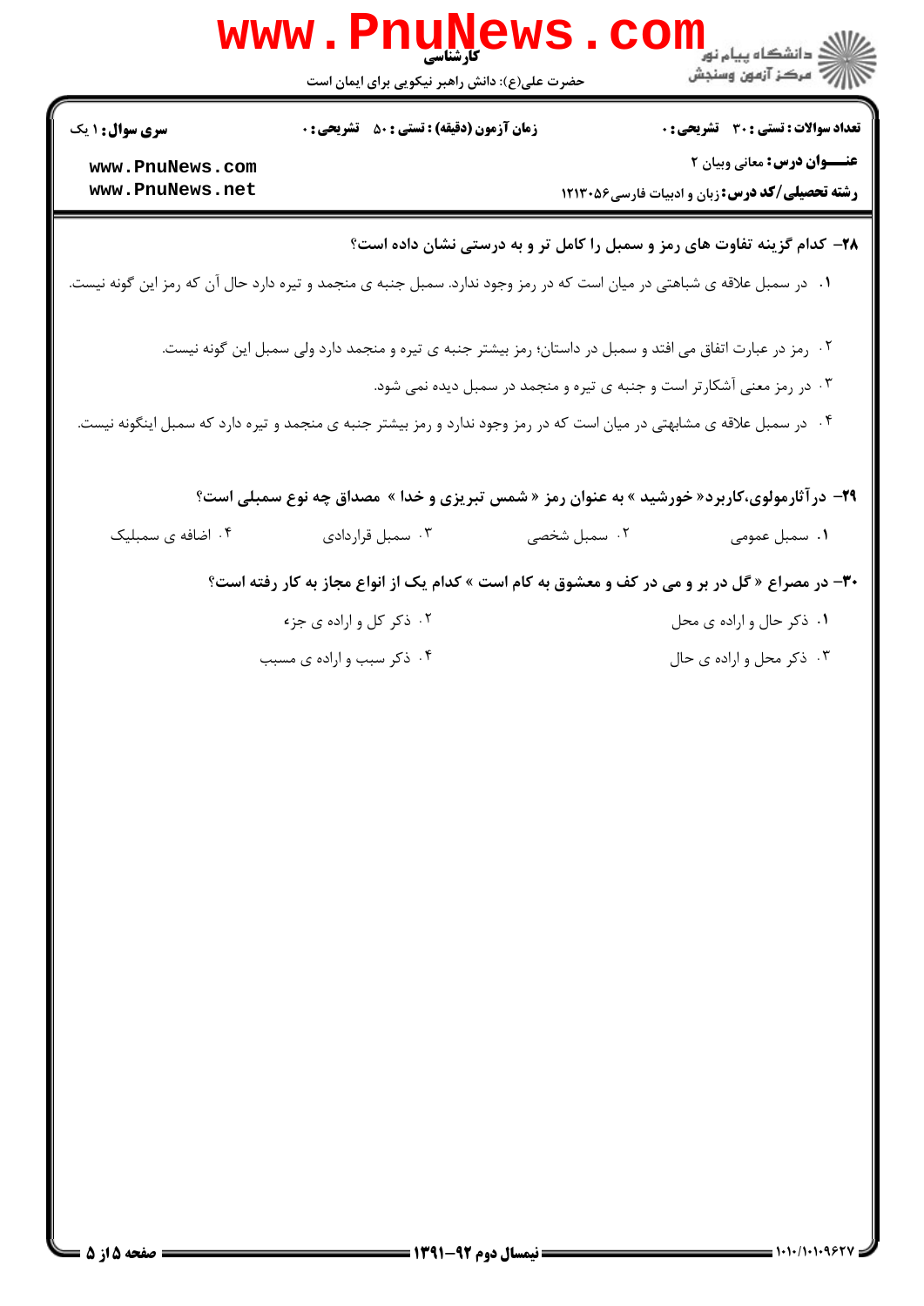۲۸- کدام گزینه تفاوت های رمز و سمبل را کامل تر و به درستی نشان داده است؟

۱. در سمبل علاقه ی شباهتی در میان است که در رمز وجود ندارد. سمبل جنبه ی منجمد و تیره دارد حال آن که رمز این گونه نیست.

۲. رمز در عبارت اتفاق می افتد و سمبل در داستان؛ رمز بیشتر جنبه ی تیره و منجمد دارد ولی سمبل این گونه نیست.

۳. در رمز معنی آشکارتر است و جنبه ی تیره و منجمد در سمبل دیده نمی شود.

۴. در سمبل علاقه ی مشابهتی در میان است که در رمز وجود ندارد و رمز بیشتر جنبه ی منجمد و تیره دارد که سمبل اینگونه نیست.

۲۹- درآثارمولوی،کاربرد« خورشید » به عنوان رمز « شمس تبریزی و خدا » مصداق چه نوع سمبلی است؟

۱. سمبل عمومی
۲. سمبل شخصی
۳. سمبل قراردادی
۴. اضافه ی سمبلیک

۳۰- در مصراع « گل در بر و می در کف و معشوق به کام است » کدام یک از انواع مجاز به کار رفته است؟

۱. ذکر حال و اراده ی محل
۲. ذکر کل و اراده ی جزء
۳. ذکر محل و اراده ی حال
۴. ذکر سبب و اراده ی مسبب